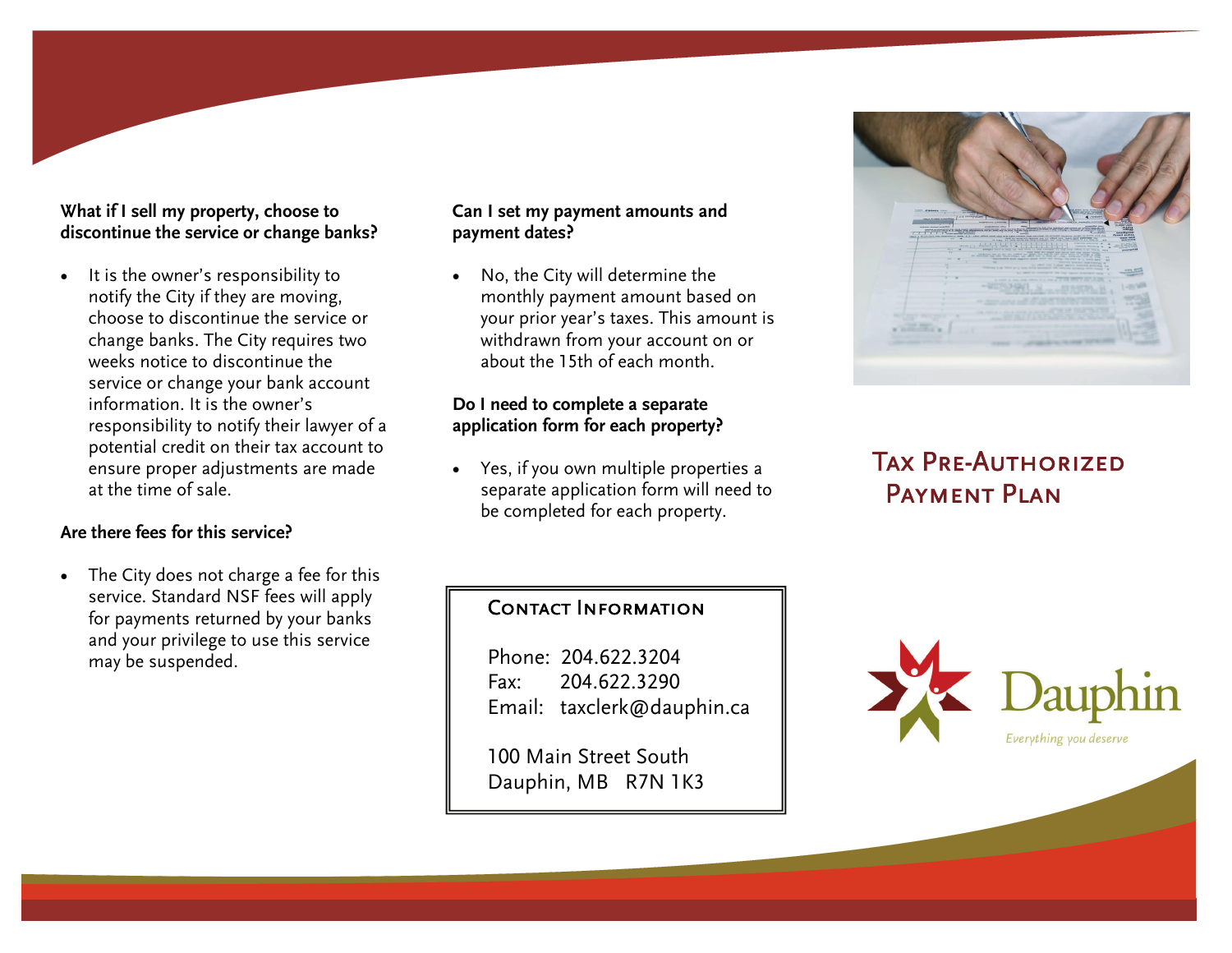**What if I sell my property, choose to discontinue the service or change banks?**

- It is the owner's responsibility to notify the City if they are moving, choose to discontinue the service or change banks. The City requires two weeks notice to discontinue the service or change your bank account information. It is the owner's responsibility to notify their lawyer of a potential credit on their tax account to ensure proper adjustments are made at the time of sale.

**Are there fees for this service?**

- The City does not charge a fee for this service. Standard NSF fees will apply for payments returned by your banks and your privilege to use this service may be suspended.

**Can I set my payment amounts and payment dates?**

- No, the City will determine the monthly payment amount based on your prior year's taxes. This amount is withdrawn from your account on or about the 15th of each month.

**Do I need to complete a separate application form for each property?**

- Yes, if you own multiple properties a separate application form will need to be completed for each property.

## Contact Information

Phone: 204.622.3204
Fax: 204.622.3290
Email: taxclerk@dauphin.ca

100 Main Street South
Dauphin, MB R7N 1K3

# Tax Pre-Authorized Payment Plan

Dauphin

*Everything you deserve*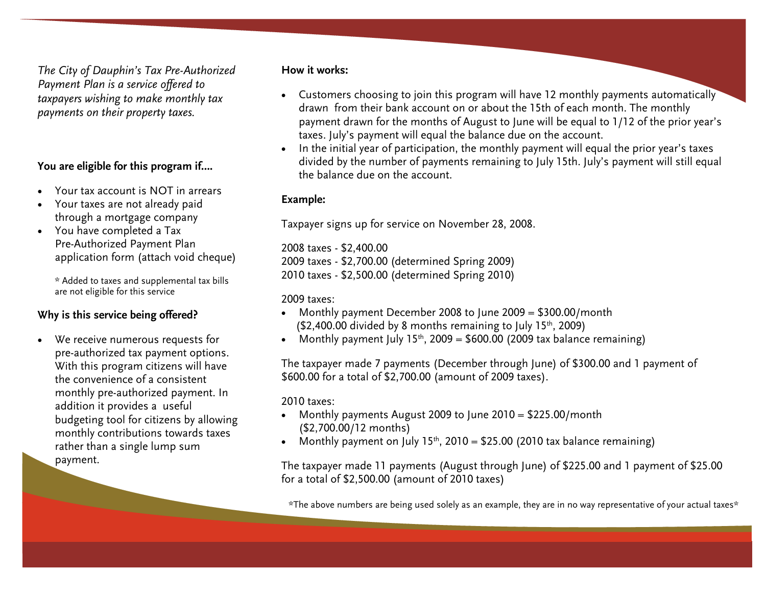*The City of Dauphin's Tax Pre-Authorized Payment Plan is a service offered to taxpayers wishing to make monthly tax payments on their property taxes.*

**You are eligible for this program if….**

- Your tax account is NOT in arrears
- Your taxes are not already paid through a mortgage company
- You have completed a Tax Pre-Authorized Payment Plan application form (attach void cheque)

\* Added to taxes and supplemental tax bills are not eligible for this service

**Why is this service being offered?**

- We receive numerous requests for pre-authorized tax payment options. With this program citizens will have the convenience of a consistent monthly pre-authorized payment. In addition it provides a useful budgeting tool for citizens by allowing monthly contributions towards taxes rather than a single lump sum payment.

**How it works:**

- Customers choosing to join this program will have 12 monthly payments automatically drawn from their bank account on or about the 15th of each month. The monthly payment drawn for the months of August to June will be equal to 1/12 of the prior year's taxes. July's payment will equal the balance due on the account.
- In the initial year of participation, the monthly payment will equal the prior year's taxes divided by the number of payments remaining to July 15th. July's payment will still equal the balance due on the account.

**Example:**

Taxpayer signs up for service on November 28, 2008.

2008 taxes - $2,400.00
2009 taxes - $2,700.00 (determined Spring 2009)
2010 taxes - $2,500.00 (determined Spring 2010)

2009 taxes:

- Monthly payment December 2008 to June 2009 = $300.00/month ($2,400.00 divided by 8 months remaining to July 15th, 2009)
- Monthly payment July 15th, 2009 = $600.00 (2009 tax balance remaining)

The taxpayer made 7 payments (December through June) of $300.00 and 1 payment of $600.00 for a total of $2,700.00 (amount of 2009 taxes).

2010 taxes:

- Monthly payments August 2009 to June 2010 = $225.00/month ($2,700.00/12 months)
- Monthly payment on July 15th, 2010 = $25.00 (2010 tax balance remaining)

The taxpayer made 11 payments (August through June) of $225.00 and 1 payment of $25.00 for a total of $2,500.00 (amount of 2010 taxes)

\*The above numbers are being used solely as an example, they are in no way representative of your actual taxes\*